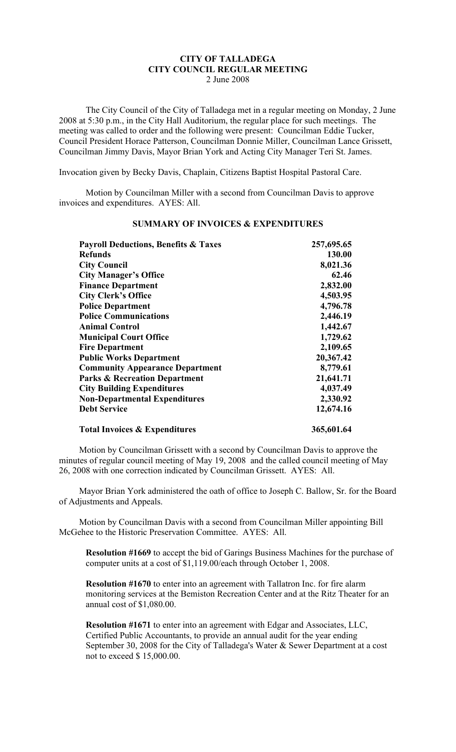# CITY OF TALLADEGA
## CITY COUNCIL REGULAR MEETING
2 June 2008

The City Council of the City of Talladega met in a regular meeting on Monday, 2 June 2008 at 5:30 p.m., in the City Hall Auditorium, the regular place for such meetings. The meeting was called to order and the following were present: Councilman Eddie Tucker, Council President Horace Patterson, Councilman Donnie Miller, Councilman Lance Grissett, Councilman Jimmy Davis, Mayor Brian York and Acting City Manager Teri St. James.

Invocation given by Becky Davis, Chaplain, Citizens Baptist Hospital Pastoral Care.

Motion by Councilman Miller with a second from Councilman Davis to approve invoices and expenditures. AYES: All.

**SUMMARY OF INVOICES & EXPENDITURES**

| | |
|---|---|
| **Payroll Deductions, Benefits & Taxes** | **257,695.65** |
| **Refunds** | **130.00** |
| **City Council** | **8,021.36** |
| **City Manager's Office** | **62.46** |
| **Finance Department** | **2,832.00** |
| **City Clerk's Office** | **4,503.95** |
| **Police Department** | **4,796.78** |
| **Police Communications** | **2,446.19** |
| **Animal Control** | **1,442.67** |
| **Municipal Court Office** | **1,729.62** |
| **Fire Department** | **2,109.65** |
| **Public Works Department** | **20,367.42** |
| **Community Appearance Department** | **8,779.61** |
| **Parks & Recreation Department** | **21,641.71** |
| **City Building Expenditures** | **4,037.49** |
| **Non-Departmental Expenditures** | **2,330.92** |
| **Debt Service** | **12,674.16** |
| **Total Invoices & Expenditures** | **365,601.64** |

Motion by Councilman Grissett with a second by Councilman Davis to approve the minutes of regular council meeting of May 19, 2008 and the called council meeting of May 26, 2008 with one correction indicated by Councilman Grissett. AYES: All.

Mayor Brian York administered the oath of office to Joseph C. Ballow, Sr. for the Board of Adjustments and Appeals.

Motion by Councilman Davis with a second from Councilman Miller appointing Bill McGehee to the Historic Preservation Committee. AYES: All.

**Resolution #1669** to accept the bid of Garings Business Machines for the purchase of computer units at a cost of $1,119.00/each through October 1, 2008.

**Resolution #1670** to enter into an agreement with Tallatron Inc. for fire alarm monitoring services at the Bemiston Recreation Center and at the Ritz Theater for an annual cost of $1,080.00.

**Resolution #1671** to enter into an agreement with Edgar and Associates, LLC, Certified Public Accountants, to provide an annual audit for the year ending September 30, 2008 for the City of Talladega's Water & Sewer Department at a cost not to exceed $ 15,000.00.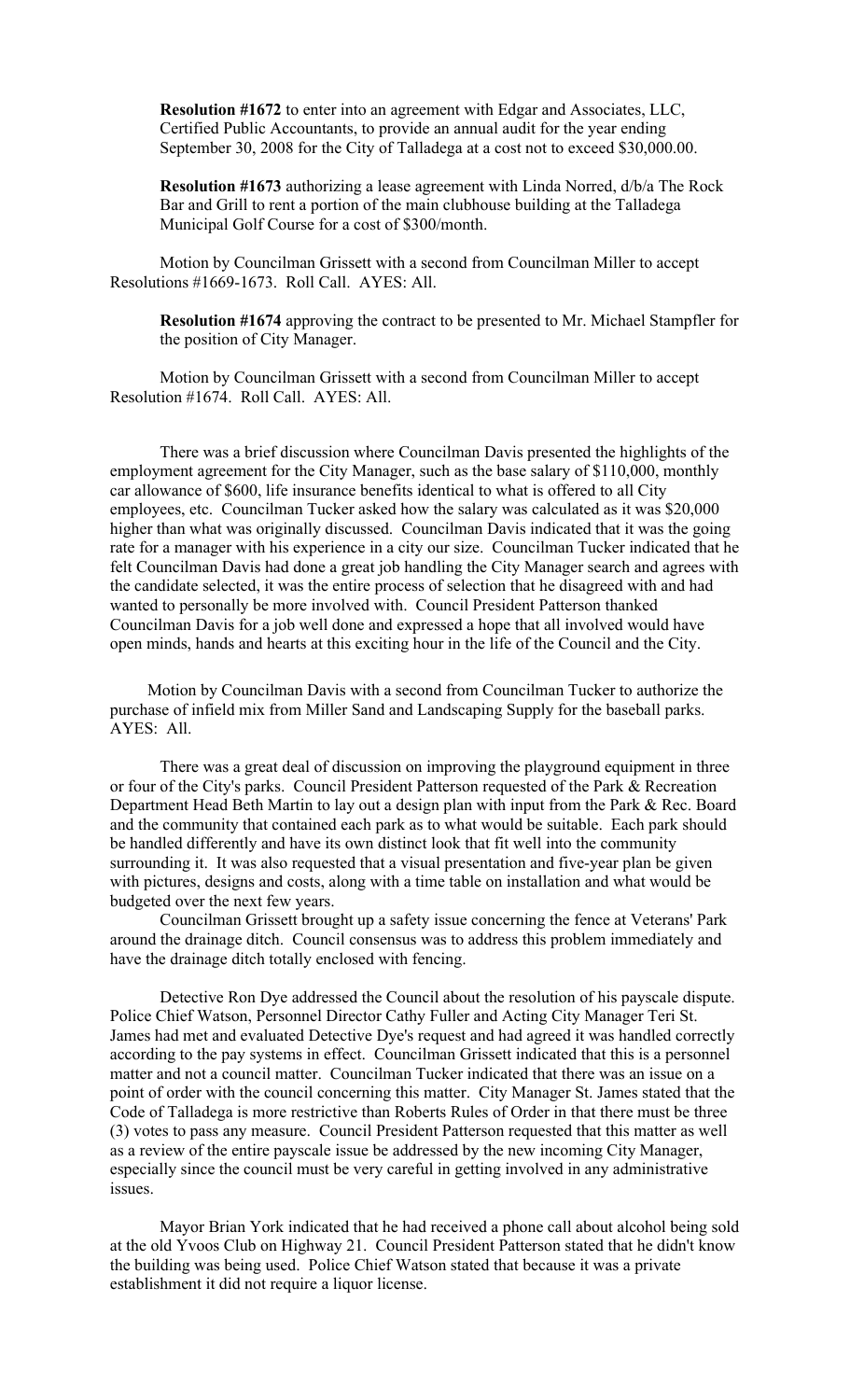**Resolution #1672** to enter into an agreement with Edgar and Associates, LLC, Certified Public Accountants, to provide an annual audit for the year ending September 30, 2008 for the City of Talladega at a cost not to exceed $30,000.00.

**Resolution #1673** authorizing a lease agreement with Linda Norred, d/b/a The Rock Bar and Grill to rent a portion of the main clubhouse building at the Talladega Municipal Golf Course for a cost of $300/month.

Motion by Councilman Grissett with a second from Councilman Miller to accept Resolutions #1669-1673. Roll Call. AYES: All.

**Resolution #1674** approving the contract to be presented to Mr. Michael Stampfler for the position of City Manager.

Motion by Councilman Grissett with a second from Councilman Miller to accept Resolution #1674. Roll Call. AYES: All.

There was a brief discussion where Councilman Davis presented the highlights of the employment agreement for the City Manager, such as the base salary of $110,000, monthly car allowance of $600, life insurance benefits identical to what is offered to all City employees, etc. Councilman Tucker asked how the salary was calculated as it was $20,000 higher than what was originally discussed. Councilman Davis indicated that it was the going rate for a manager with his experience in a city our size. Councilman Tucker indicated that he felt Councilman Davis had done a great job handling the City Manager search and agrees with the candidate selected, it was the entire process of selection that he disagreed with and had wanted to personally be more involved with. Council President Patterson thanked Councilman Davis for a job well done and expressed a hope that all involved would have open minds, hands and hearts at this exciting hour in the life of the Council and the City.

Motion by Councilman Davis with a second from Councilman Tucker to authorize the purchase of infield mix from Miller Sand and Landscaping Supply for the baseball parks. AYES: All.

There was a great deal of discussion on improving the playground equipment in three or four of the City's parks. Council President Patterson requested of the Park & Recreation Department Head Beth Martin to lay out a design plan with input from the Park & Rec. Board and the community that contained each park as to what would be suitable. Each park should be handled differently and have its own distinct look that fit well into the community surrounding it. It was also requested that a visual presentation and five-year plan be given with pictures, designs and costs, along with a time table on installation and what would be budgeted over the next few years.

Councilman Grissett brought up a safety issue concerning the fence at Veterans' Park around the drainage ditch. Council consensus was to address this problem immediately and have the drainage ditch totally enclosed with fencing.

Detective Ron Dye addressed the Council about the resolution of his payscale dispute. Police Chief Watson, Personnel Director Cathy Fuller and Acting City Manager Teri St. James had met and evaluated Detective Dye's request and had agreed it was handled correctly according to the pay systems in effect. Councilman Grissett indicated that this is a personnel matter and not a council matter. Councilman Tucker indicated that there was an issue on a point of order with the council concerning this matter. City Manager St. James stated that the Code of Talladega is more restrictive than Roberts Rules of Order in that there must be three (3) votes to pass any measure. Council President Patterson requested that this matter as well as a review of the entire payscale issue be addressed by the new incoming City Manager, especially since the council must be very careful in getting involved in any administrative issues.

Mayor Brian York indicated that he had received a phone call about alcohol being sold at the old Yvoos Club on Highway 21. Council President Patterson stated that he didn't know the building was being used. Police Chief Watson stated that because it was a private establishment it did not require a liquor license.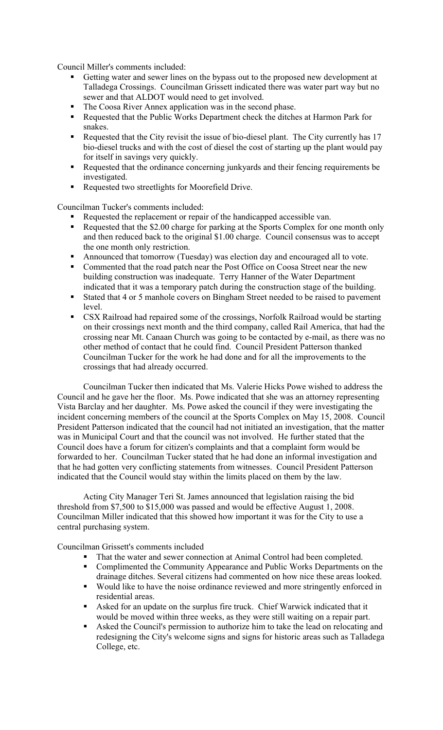Council Miller's comments included:

- Getting water and sewer lines on the bypass out to the proposed new development at Talladega Crossings. Councilman Grissett indicated there was water part way but no sewer and that ALDOT would need to get involved.
- The Coosa River Annex application was in the second phase.
- Requested that the Public Works Department check the ditches at Harmon Park for snakes.
- Requested that the City revisit the issue of bio-diesel plant. The City currently has 17 bio-diesel trucks and with the cost of diesel the cost of starting up the plant would pay for itself in savings very quickly.
- Requested that the ordinance concerning junkyards and their fencing requirements be investigated.
- Requested two streetlights for Moorefield Drive.

Councilman Tucker's comments included:

- Requested the replacement or repair of the handicapped accessible van.
- Requested that the $2.00 charge for parking at the Sports Complex for one month only and then reduced back to the original $1.00 charge. Council consensus was to accept the one month only restriction.
- Announced that tomorrow (Tuesday) was election day and encouraged all to vote.
- Commented that the road patch near the Post Office on Coosa Street near the new building construction was inadequate. Terry Hanner of the Water Department indicated that it was a temporary patch during the construction stage of the building.
- Stated that 4 or 5 manhole covers on Bingham Street needed to be raised to pavement level.
- CSX Railroad had repaired some of the crossings, Norfolk Railroad would be starting on their crossings next month and the third company, called Rail America, that had the crossing near Mt. Canaan Church was going to be contacted by e-mail, as there was no other method of contact that he could find. Council President Patterson thanked Councilman Tucker for the work he had done and for all the improvements to the crossings that had already occurred.

Councilman Tucker then indicated that Ms. Valerie Hicks Powe wished to address the Council and he gave her the floor. Ms. Powe indicated that she was an attorney representing Vista Barclay and her daughter. Ms. Powe asked the council if they were investigating the incident concerning members of the council at the Sports Complex on May 15, 2008. Council President Patterson indicated that the council had not initiated an investigation, that the matter was in Municipal Court and that the council was not involved. He further stated that the Council does have a forum for citizen's complaints and that a complaint form would be forwarded to her. Councilman Tucker stated that he had done an informal investigation and that he had gotten very conflicting statements from witnesses. Council President Patterson indicated that the Council would stay within the limits placed on them by the law.

Acting City Manager Teri St. James announced that legislation raising the bid threshold from $7,500 to $15,000 was passed and would be effective August 1, 2008. Councilman Miller indicated that this showed how important it was for the City to use a central purchasing system.

Councilman Grissett's comments included

- That the water and sewer connection at Animal Control had been completed.
- Complimented the Community Appearance and Public Works Departments on the drainage ditches. Several citizens had commented on how nice these areas looked.
- Would like to have the noise ordinance reviewed and more stringently enforced in residential areas.
- Asked for an update on the surplus fire truck. Chief Warwick indicated that it would be moved within three weeks, as they were still waiting on a repair part.
- Asked the Council's permission to authorize him to take the lead on relocating and redesigning the City's welcome signs and signs for historic areas such as Talladega College, etc.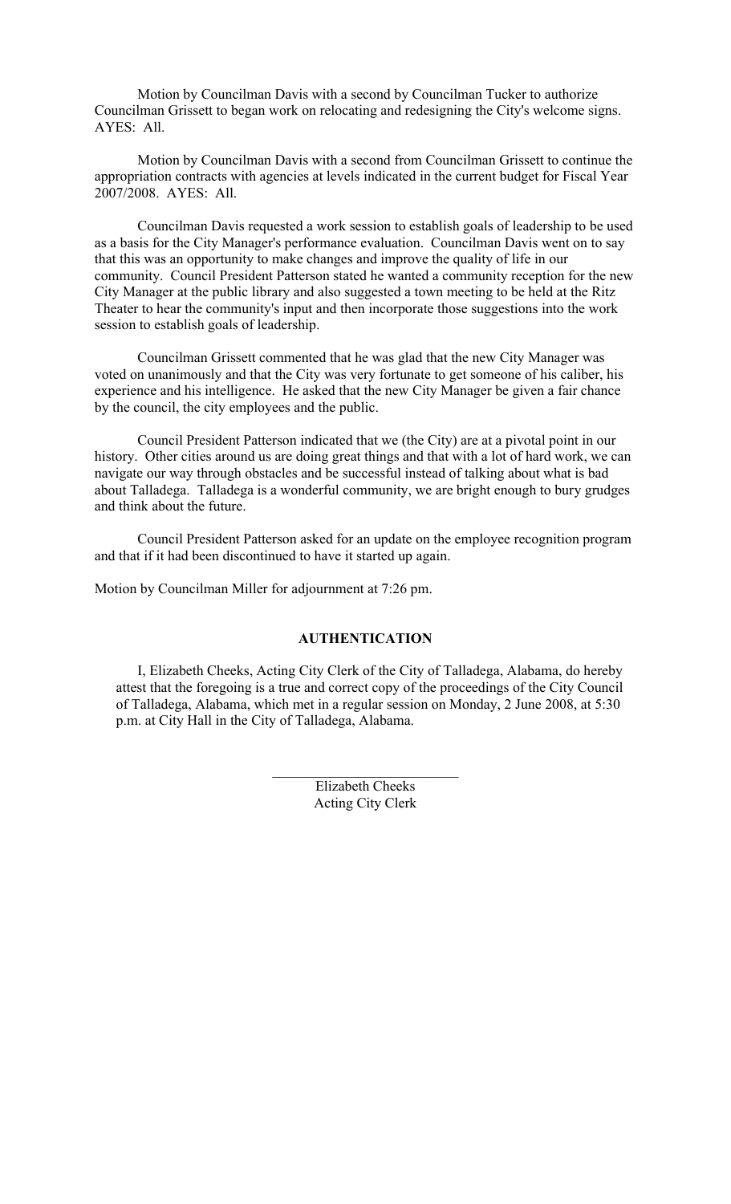Motion by Councilman Davis with a second by Councilman Tucker to authorize Councilman Grissett to began work on relocating and redesigning the City's welcome signs. AYES: All.

Motion by Councilman Davis with a second from Councilman Grissett to continue the appropriation contracts with agencies at levels indicated in the current budget for Fiscal Year 2007/2008. AYES: All.

Councilman Davis requested a work session to establish goals of leadership to be used as a basis for the City Manager's performance evaluation. Councilman Davis went on to say that this was an opportunity to make changes and improve the quality of life in our community. Council President Patterson stated he wanted a community reception for the new City Manager at the public library and also suggested a town meeting to be held at the Ritz Theater to hear the community's input and then incorporate those suggestions into the work session to establish goals of leadership.

Councilman Grissett commented that he was glad that the new City Manager was voted on unanimously and that the City was very fortunate to get someone of his caliber, his experience and his intelligence. He asked that the new City Manager be given a fair chance by the council, the city employees and the public.

Council President Patterson indicated that we (the City) are at a pivotal point in our history. Other cities around us are doing great things and that with a lot of hard work, we can navigate our way through obstacles and be successful instead of talking about what is bad about Talladega. Talladega is a wonderful community, we are bright enough to bury grudges and think about the future.

Council President Patterson asked for an update on the employee recognition program and that if it had been discontinued to have it started up again.

Motion by Councilman Miller for adjournment at 7:26 pm.

## AUTHENTICATION

I, Elizabeth Cheeks, Acting City Clerk of the City of Talladega, Alabama, do hereby attest that the foregoing is a true and correct copy of the proceedings of the City Council of Talladega, Alabama, which met in a regular session on Monday, 2 June 2008, at 5:30 p.m. at City Hall in the City of Talladega, Alabama.

\_\_\_\_\_\_\_\_\_\_\_\_\_\_\_\_\_\_\_\_\_\_\_\_\_\_

Elizabeth Cheeks
Acting City Clerk